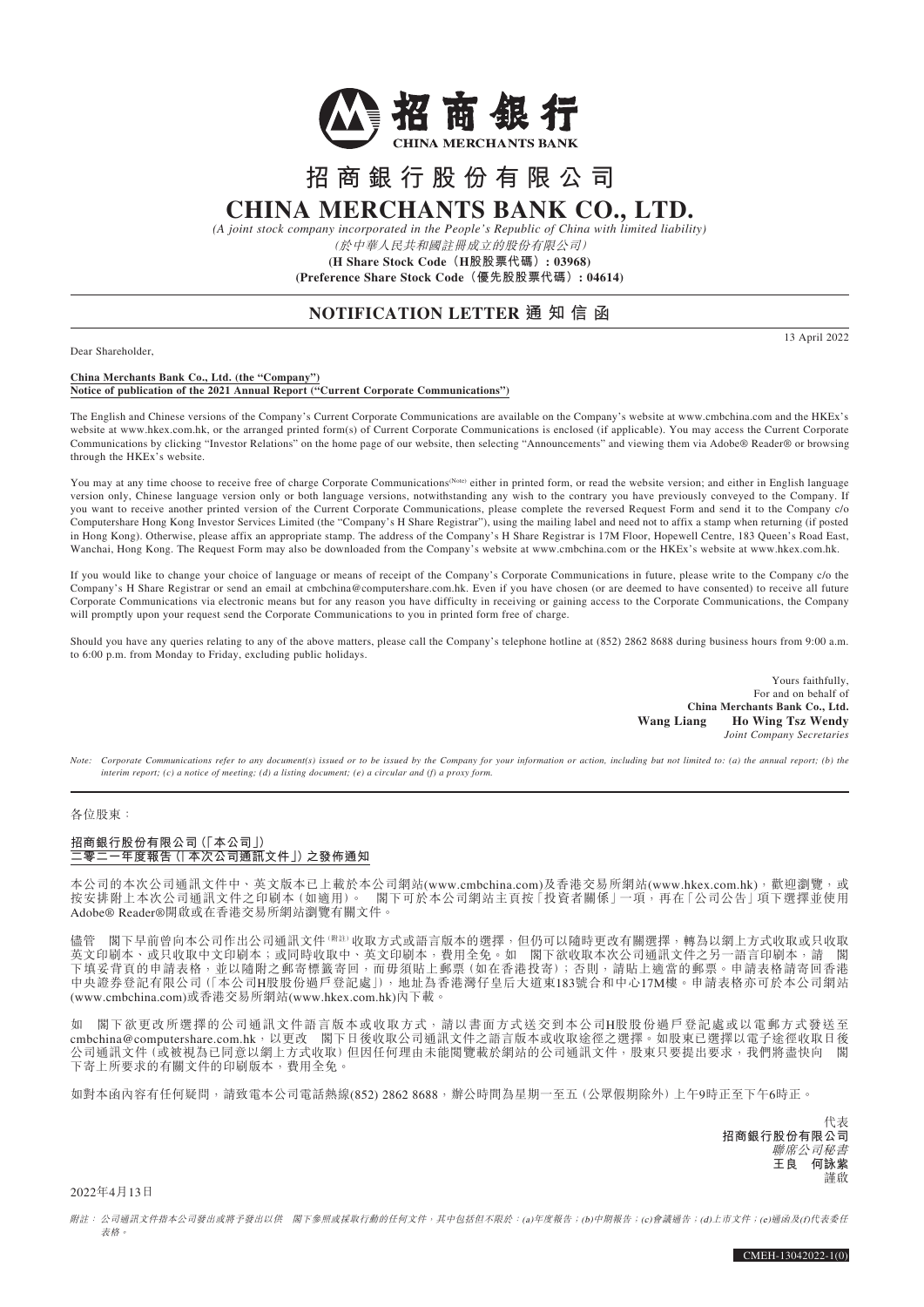# 招商銀行股份有限公司

# CHINA MERCHANTS BANK CO., LTD.

*(A joint stock company incorporated in the People's Republic of China with limited liability)*

*(於中華人民共和國註冊成立的股份有限公司)*

**(H Share Stock Code（H股股票代碼）: 03968)**

**(Preference Share Stock Code（優先股股票代碼）: 04614)**

## NOTIFICATION LETTER 通知信函

13 April 2022

Dear Shareholder,

**China Merchants Bank Co., Ltd. (the "Company")**
**Notice of publication of the 2021 Annual Report ("Current Corporate Communications")**

The English and Chinese versions of the Company's Current Corporate Communications are available on the Company's website at www.cmbchina.com and the HKEx's website at www.hkex.com.hk, or the arranged printed form(s) of Current Corporate Communications is enclosed (if applicable). You may access the Current Corporate Communications by clicking "Investor Relations" on the home page of our website, then selecting "Announcements" and viewing them via Adobe® Reader® or browsing through the HKEx's website.

You may at any time choose to receive free of charge Corporate Communications(Note) either in printed form, or read the website version; and either in English language version only, Chinese language version only or both language versions, notwithstanding any wish to the contrary you have previously conveyed to the Company. If you want to receive another printed version of the Current Corporate Communications, please complete the reversed Request Form and send it to the Company c/o Computershare Hong Kong Investor Services Limited (the "Company's H Share Registrar"), using the mailing label and need not to affix a stamp when returning (if posted in Hong Kong). Otherwise, please affix an appropriate stamp. The address of the Company's H Share Registrar is 17M Floor, Hopewell Centre, 183 Queen's Road East, Wanchai, Hong Kong. The Request Form may also be downloaded from the Company's website at www.cmbchina.com or the HKEx's website at www.hkex.com.hk.

If you would like to change your choice of language or means of receipt of the Company's Corporate Communications in future, please write to the Company c/o the Company's H Share Registrar or send an email at cmbchina@computershare.com.hk. Even if you have chosen (or are deemed to have consented) to receive all future Corporate Communications via electronic means but for any reason you have difficulty in receiving or gaining access to the Corporate Communications, the Company will promptly upon your request send the Corporate Communications to you in printed form free of charge.

Should you have any queries relating to any of the above matters, please call the Company's telephone hotline at (852) 2862 8688 during business hours from 9:00 a.m. to 6:00 p.m. from Monday to Friday, excluding public holidays.

Yours faithfully,
For and on behalf of
**China Merchants Bank Co., Ltd.**
**Wang Liang Ho Wing Tsz Wendy**
*Joint Company Secretaries*

*Note: Corporate Communications refer to any document(s) issued or to be issued by the Company for your information or action, including but not limited to: (a) the annual report; (b) the interim report; (c) a notice of meeting; (d) a listing document; (e) a circular and (f) a proxy form.*

---

各位股東：

**招商銀行股份有限公司（「本公司」）**
**二零二一年度報告（「本次公司通訊文件」）之發佈通知**

本公司的本次公司通訊文件中、英文版本已上載於本公司網站(www.cmbchina.com)及香港交易所網站(www.hkex.com.hk)，歡迎瀏覽，或按安排附上本次公司通訊文件之印刷本（如適用）。閣下可於本公司網站主頁按「投資者關係」一項，再在「公司公告」項下選擇並使用Adobe® Reader®開啟或在香港交易所網站瀏覽有關文件。

儘管閣下早前曾向本公司作出公司通訊文件(附註)收取方式或語言版本的選擇，但仍可以隨時更改有關選擇，轉為以網上方式收取或只收取英文印刷本、或只收取中文印刷本；或同時收取中、英文印刷本，費用全免。如閣下欲收取本次公司通訊文件之另一語言印刷本，請閣下填妥背頁的申請表格，並以隨附之郵寄標籤寄回，而毋須貼上郵票（如在香港投寄）；否則，請貼上適當的郵票。申請表格請寄回香港中央證券登記有限公司（「本公司H股股份過戶登記處」），地址為香港灣仔皇后大道東183號合和中心17M樓。申請表格亦可於本公司網站(www.cmbchina.com)或香港交易所網站(www.hkex.com.hk)內下載。

如閣下欲更改所選擇的公司通訊文件語言版本或收取方式，請以書面方式送交到本公司H股股份過戶登記處或以電郵方式發送至cmbchina@computershare.com.hk，以更改閣下日後收取公司通訊文件之語言版本或收取途徑之選擇。如股東已選擇以電子途徑收取日後公司通訊文件（或被視為已同意以網上方式收取）但因任何理由未能閱覽載於網站的公司通訊文件，股東只要提出要求，我們將盡快向閣下寄上所要求的有關文件的印刷版本，費用全免。

如對本函內容有任何疑問，請致電本公司電話熱線(852) 2862 8688，辦公時間為星期一至五（公眾假期除外）上午9時正至下午6時正。

代表
**招商銀行股份有限公司**
*聯席公司秘書*
**王良 何詠紫**
謹啟

2022年4月13日

*附註：公司通訊文件指本公司發出或將予發出以供閣下參照或採取行動的任何文件，其中包括但不限於：(a)年度報告；(b)中期報告；(c)會議通告；(d)上市文件；(e)通函及(f)代表委任表格。*

CMEH-13042022-1(0)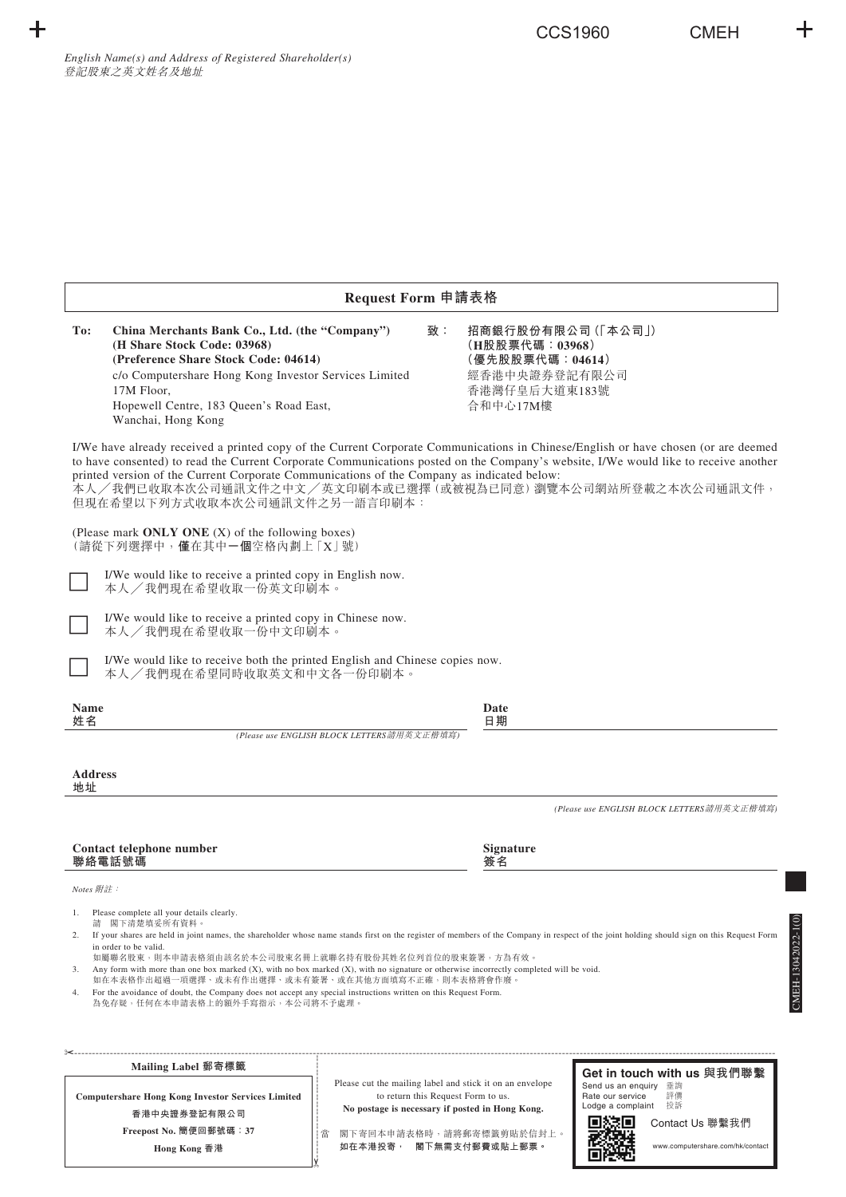CCS1960 CMEH

*English Name(s) and Address of Registered Shareholder(s)*
*登記股東之英文姓名及地址*

## Request Form 申請表格

**To: China Merchants Bank Co., Ltd. (the "Company")**
**(H Share Stock Code: 03968)**
**(Preference Share Stock Code: 04614)**
c/o Computershare Hong Kong Investor Services Limited
17M Floor,
Hopewell Centre, 183 Queen's Road East,
Wanchai, Hong Kong

**致： 招商銀行股份有限公司(「本公司」)**
**(H股股票代碼：03968)**
**(優先股股票代碼：04614)**
經香港中央證券登記有限公司
香港灣仔皇后大道東183號
合和中心17M樓

I/We have already received a printed copy of the Current Corporate Communications in Chinese/English or have chosen (or are deemed to have consented) to read the Current Corporate Communications posted on the Company's website, I/We would like to receive another printed version of the Current Corporate Communications of the Company as indicated below:
本人／我們已收取本次公司通訊文件之中文／英文印刷本或已選擇(或被視為已同意)瀏覽本公司網站所登載之本次公司通訊文件，但現在希望以下列方式收取本次公司通訊文件之另一語言印刷本：

(Please mark **ONLY ONE** (X) of the following boxes)
(請從下列選擇中，**僅**在其中**一個**空格內劃上「X」號)

☐ I/We would like to receive a printed copy in English now.
本人／我們現在希望收取一份英文印刷本。

☐ I/We would like to receive a printed copy in Chinese now.
本人／我們現在希望收取一份中文印刷本。

☐ I/We would like to receive both the printed English and Chinese copies now.
本人／我們現在希望同時收取英文和中文各一份印刷本。

**Name 姓名** ____________________ **Date 日期** ____________________
*(Please use ENGLISH BLOCK LETTERS請用英文正楷填寫)*

**Address 地址** ____________________
*(Please use ENGLISH BLOCK LETTERS請用英文正楷填寫)*

**Contact telephone number 聯絡電話號碼** ____________________ **Signature 簽名** ____________________

*Notes 附註：*

1. Please complete all your details clearly.
   請 閣下清楚填妥所有資料。
2. If your shares are held in joint names, the shareholder whose name stands first on the register of members of the Company in respect of the joint holding should sign on this Request Form in order to be valid.
   如屬聯名股東，則本申請表格須由該名於本公司股東名冊上就聯名持有股份其姓名位列首位的股東簽署，方為有效。
3. Any form with more than one box marked (X), with no box marked (X), with no signature or otherwise incorrectly completed will be void.
   如在本表格作出超過一項選擇、或未有作出選擇、或未有簽署、或在其他方面填寫不正確，則本表格將會作廢。
4. For the avoidance of doubt, the Company does not accept any special instructions written on this Request Form.
   為免存疑，任何在本申請表格上的額外手寫指示，本公司將不予處理。

CMEH-13042022-1(0)

**Mailing Label 郵寄標籤**

**Computershare Hong Kong Investor Services Limited**
**香港中央證券登記有限公司**
**Freepost No. 簡便回郵號碼：37**
**Hong Kong 香港**

Please cut the mailing label and stick it on an envelope to return this Request Form to us.
**No postage is necessary if posted in Hong Kong.**

當 閣下寄回本申請表格時，請將郵寄標籤剪貼於信封上。
**如在本港投寄， 閣下無需支付郵費或貼上郵票。**

**Get in touch with us 與我們聯繫**
Send us an enquiry 垂詢
Rate our service 評價
Lodge a complaint 投訴
Contact Us 聯繫我們
www.computershare.com/hk/contact